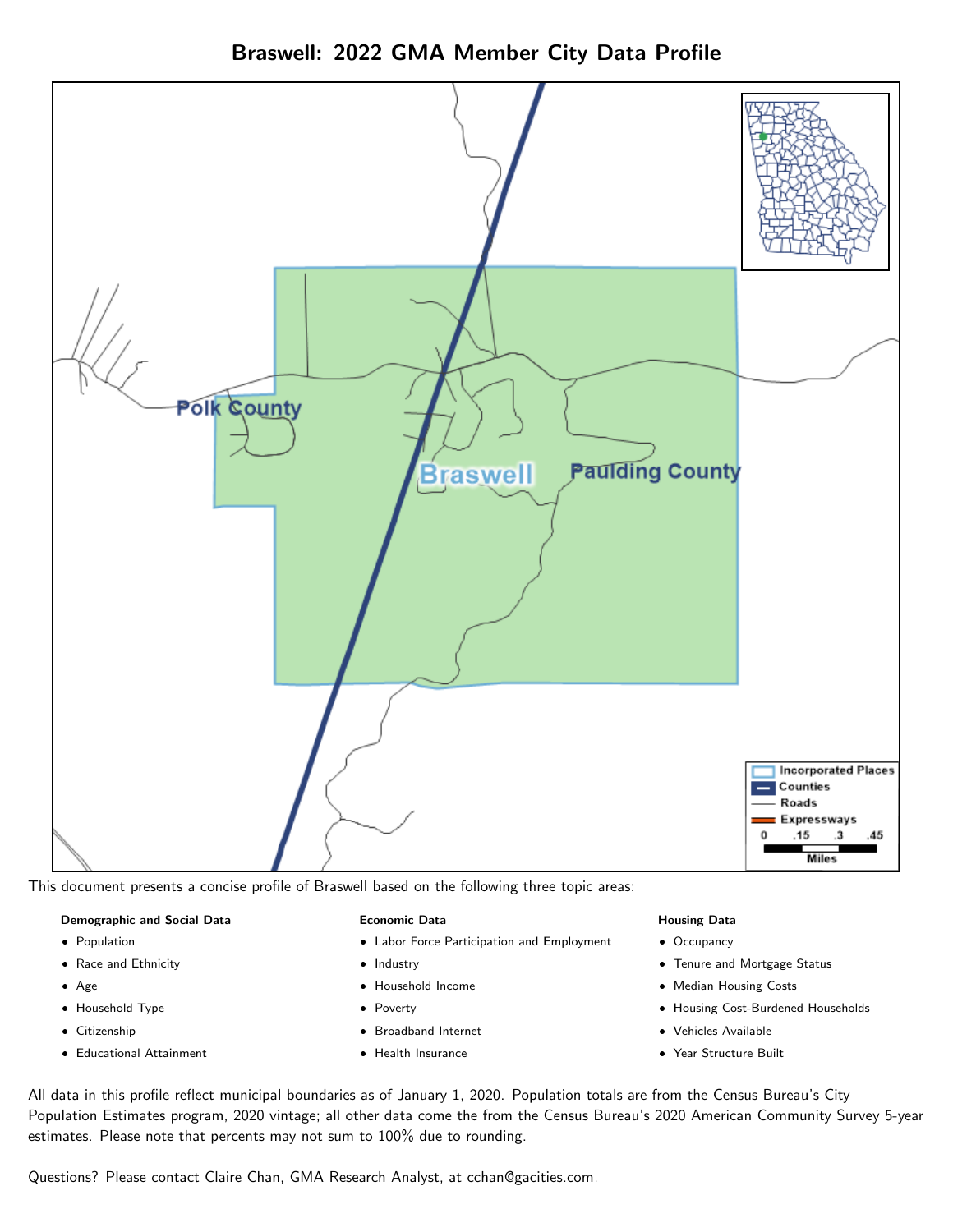# Braswell: 2022 GMA Member City Data Profile

This document presents a concise profile of Braswell based on the following three topic areas:

**Demographic and Social Data**

- Population
- Race and Ethnicity
- Age
- Household Type
- Citizenship
- Educational Attainment

**Economic Data**

- Labor Force Participation and Employment
- Industry
- Household Income
- Poverty
- Broadband Internet
- Health Insurance

**Housing Data**

- Occupancy
- Tenure and Mortgage Status
- Median Housing Costs
- Housing Cost-Burdened Households
- Vehicles Available
- Year Structure Built

All data in this profile reflect municipal boundaries as of January 1, 2020. Population totals are from the Census Bureau's City Population Estimates program, 2020 vintage; all other data come the from the Census Bureau's 2020 American Community Survey 5-year estimates. Please note that percents may not sum to 100% due to rounding.

Questions? Please contact Claire Chan, GMA Research Analyst, at cchan@gacities.com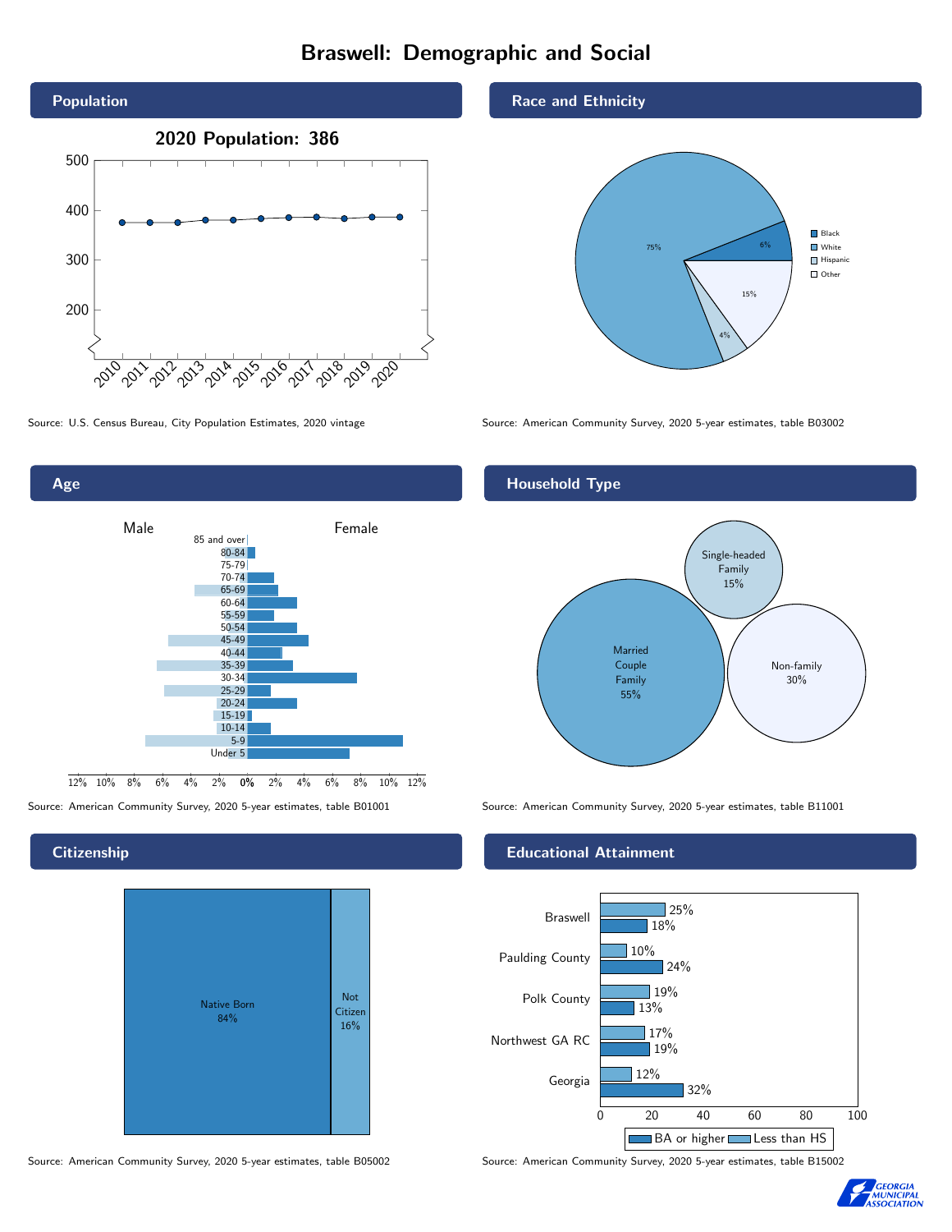# Braswell: Demographic and Social

## Population

2020 Population: 386

Source: U.S. Census Bureau, City Population Estimates, 2020 vintage

## Race and Ethnicity

- Black: 6%
- White: 75%
- Hispanic: 4%
- Other: 15%

Source: American Community Survey, 2020 5-year estimates, table B03002

## Age

Male / Female

85 and over, 80-84, 75-79, 70-74, 65-69, 60-64, 55-59, 50-54, 45-49, 40-44, 35-39, 30-34, 25-29, 20-24, 15-19, 10-14, 5-9, Under 5

Source: American Community Survey, 2020 5-year estimates, table B01001

## Household Type

- Married Couple Family: 55%
- Single-headed Family: 15%
- Non-family: 30%

Source: American Community Survey, 2020 5-year estimates, table B11001

## Citizenship

- Native Born: 84%
- Not Citizen: 16%

Source: American Community Survey, 2020 5-year estimates, table B05002

## Educational Attainment

| | Less than HS | BA or higher |
|---|---|---|
| Braswell | 25% | 18% |
| Paulding County | 10% | 24% |
| Polk County | 19% | 13% |
| Northwest GA RC | 17% | 19% |
| Georgia | 12% | 32% |

Source: American Community Survey, 2020 5-year estimates, table B15002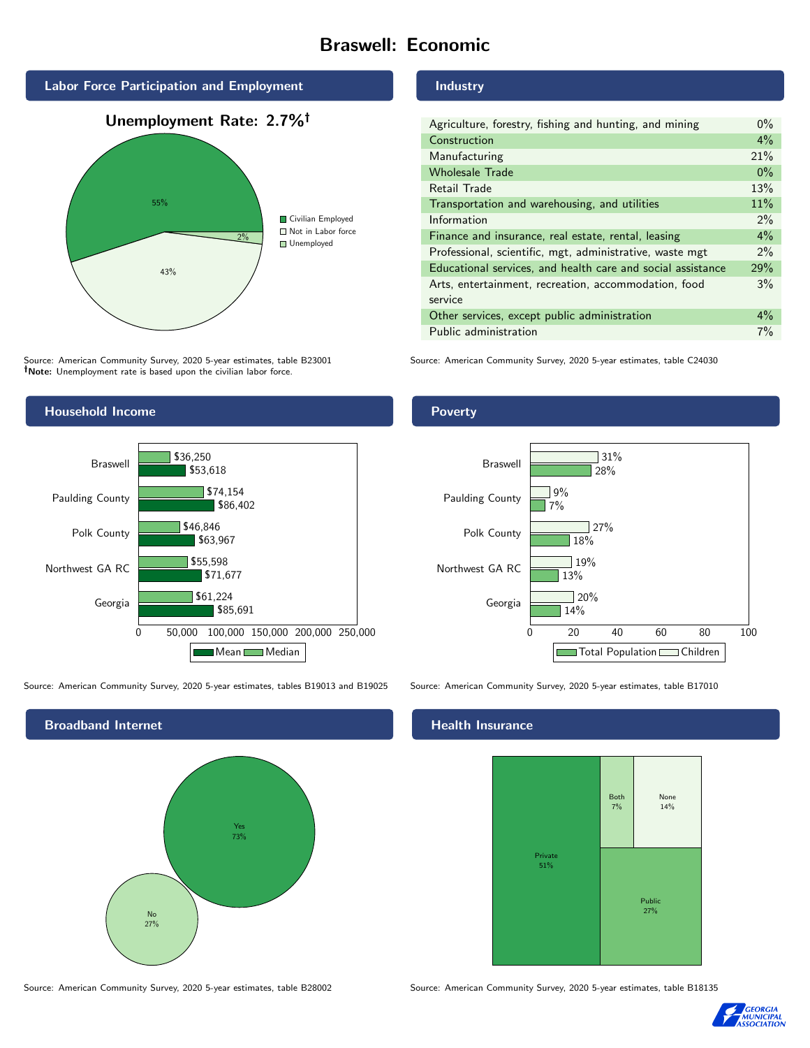# Braswell: Economic

## Labor Force Participation and Employment

**Unemployment Rate: 2.7%†**

| Category | Percent |
|---|---|
| Civilian Employed | 55% |
| Not in Labor force | 43% |
| Unemployed | 2% |

Source: American Community Survey, 2020 5-year estimates, table B23001
**†Note:** Unemployment rate is based upon the civilian labor force.

## Industry

| Industry | Percent |
|---|---|
| Agriculture, forestry, fishing and hunting, and mining | 0% |
| Construction | 4% |
| Manufacturing | 21% |
| Wholesale Trade | 0% |
| Retail Trade | 13% |
| Transportation and warehousing, and utilities | 11% |
| Information | 2% |
| Finance and insurance, real estate, rental, leasing | 4% |
| Professional, scientific, mgt, administrative, waste mgt | 2% |
| Educational services, and health care and social assistance | 29% |
| Arts, entertainment, recreation, accommodation, food service | 3% |
| Other services, except public administration | 4% |
| Public administration | 7% |

Source: American Community Survey, 2020 5-year estimates, table C24030

## Household Income

| Area | Median | Mean |
|---|---|---|
| Braswell | $36,250 | $53,618 |
| Paulding County | $74,154 | $86,402 |
| Polk County | $46,846 | $63,967 |
| Northwest GA RC | $55,598 | $71,677 |
| Georgia | $61,224 | $85,691 |

Source: American Community Survey, 2020 5-year estimates, tables B19013 and B19025

## Poverty

| Area | Children | Total Population |
|---|---|---|
| Braswell | 31% | 28% |
| Paulding County | 9% | 7% |
| Polk County | 27% | 18% |
| Northwest GA RC | 19% | 13% |
| Georgia | 20% | 14% |

Source: American Community Survey, 2020 5-year estimates, table B17010

## Broadband Internet

| Response | Percent |
|---|---|
| Yes | 73% |
| No | 27% |

Source: American Community Survey, 2020 5-year estimates, table B28002

## Health Insurance

| Type | Percent |
|---|---|
| Private | 51% |
| Public | 27% |
| Both | 7% |
| None | 14% |

Source: American Community Survey, 2020 5-year estimates, table B18135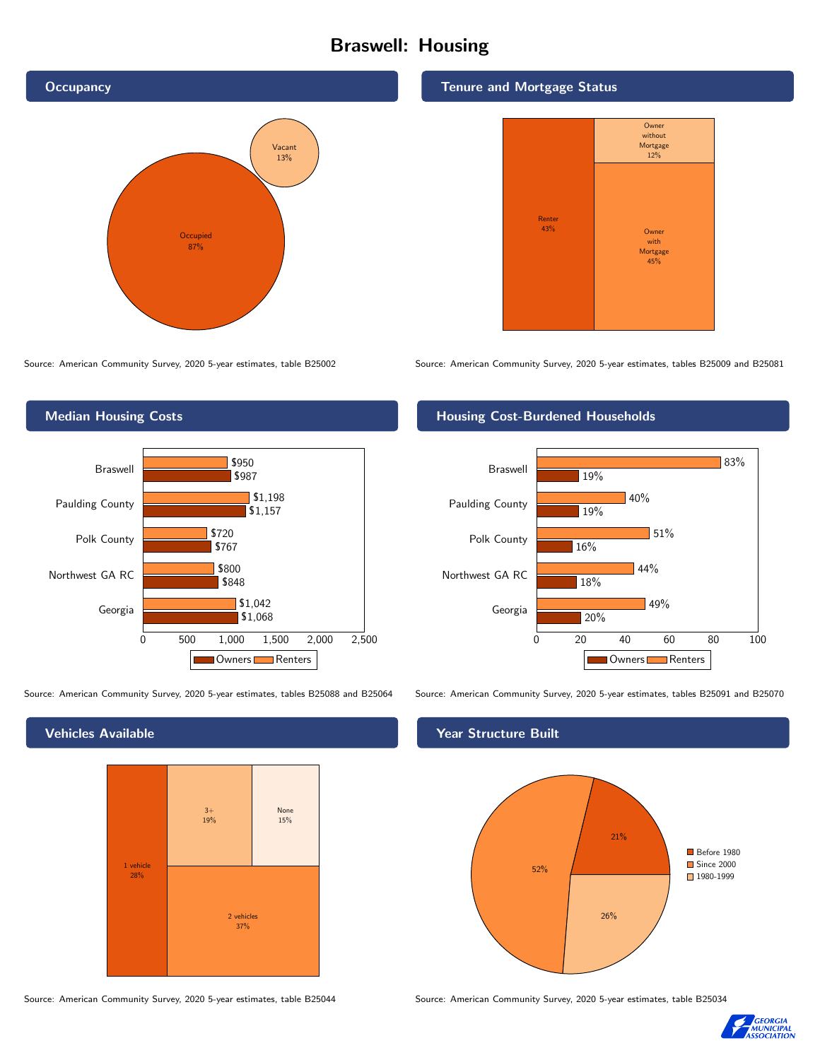# Braswell: Housing

## Occupancy

Vacant
13%

Occupied
87%

Source: American Community Survey, 2020 5-year estimates, table B25002

## Tenure and Mortgage Status

Renter
43%

Owner without Mortgage
12%

Owner with Mortgage
45%

Source: American Community Survey, 2020 5-year estimates, tables B25009 and B25081

## Median Housing Costs

Braswell
$950
$987

Paulding County
$1,198
$1,157

Polk County
$720
$767

Northwest GA RC
$800
$848

Georgia
$1,042
$1,068

0 500 1,000 1,500 2,000 2,500

Owners Renters

Source: American Community Survey, 2020 5-year estimates, tables B25088 and B25064

## Housing Cost-Burdened Households

Braswell
83%
19%

Paulding County
40%
19%

Polk County
51%
16%

Northwest GA RC
44%
18%

Georgia
49%
20%

0 20 40 60 80 100

Owners Renters

Source: American Community Survey, 2020 5-year estimates, tables B25091 and B25070

## Vehicles Available

1 vehicle
28%

3+
19%

None
15%

2 vehicles
37%

Source: American Community Survey, 2020 5-year estimates, table B25044

## Year Structure Built

21%

52%

26%

Before 1980
Since 2000
1980-1999

Source: American Community Survey, 2020 5-year estimates, table B25034